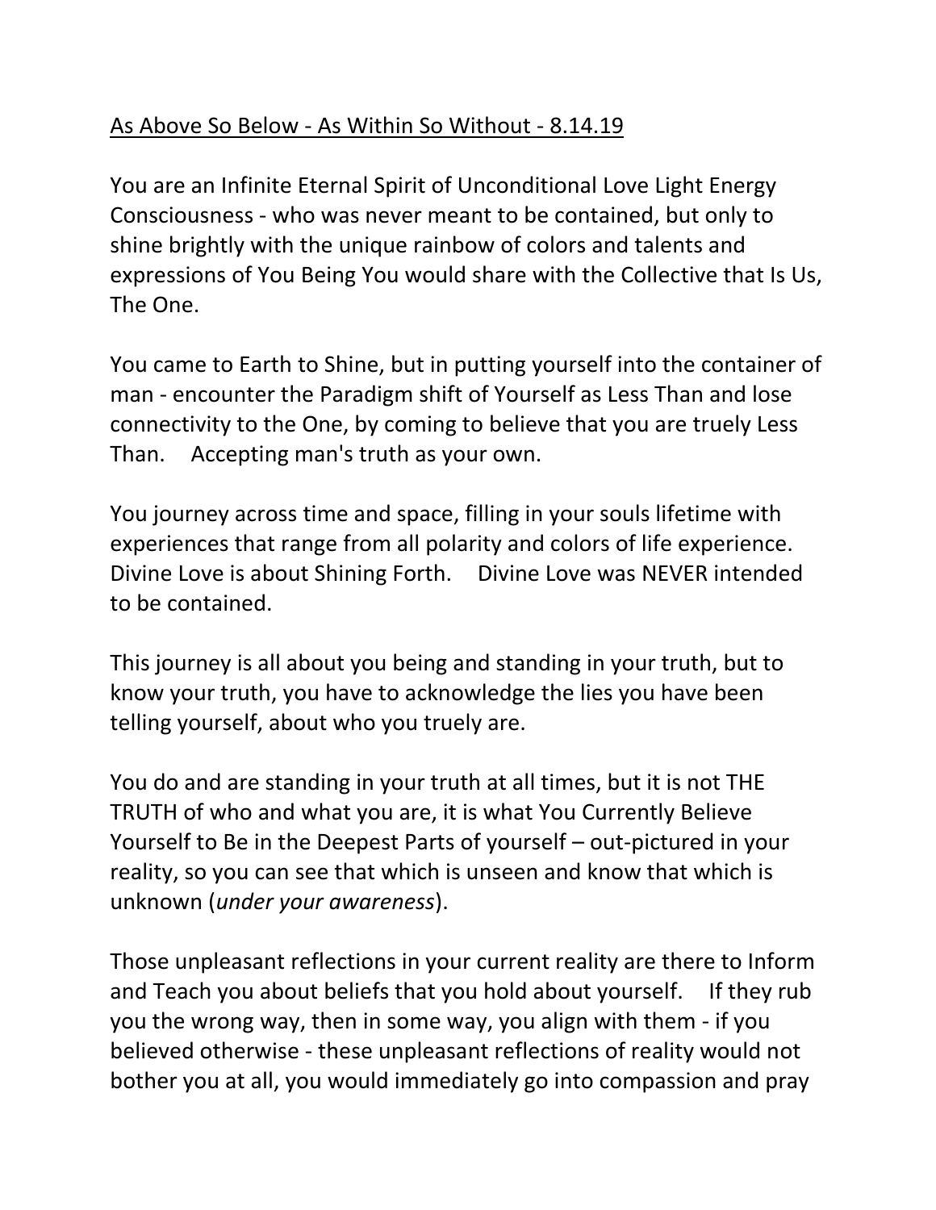<u>As Above So Below - As Within So Without - 8.14.19</u>

You are an Infinite Eternal Spirit of Unconditional Love Light Energy Consciousness - who was never meant to be contained, but only to shine brightly with the unique rainbow of colors and talents and expressions of You Being You would share with the Collective that Is Us, The One.

You came to Earth to Shine, but in putting yourself into the container of man - encounter the Paradigm shift of Yourself as Less Than and lose connectivity to the One, by coming to believe that you are truely Less Than. Accepting man's truth as your own.

You journey across time and space, filling in your souls lifetime with experiences that range from all polarity and colors of life experience. Divine Love is about Shining Forth. Divine Love was NEVER intended to be contained.

This journey is all about you being and standing in your truth, but to know your truth, you have to acknowledge the lies you have been telling yourself, about who you truely are.

You do and are standing in your truth at all times, but it is not THE TRUTH of who and what you are, it is what You Currently Believe Yourself to Be in the Deepest Parts of yourself – out-pictured in your reality, so you can see that which is unseen and know that which is unknown (*under your awareness*).

Those unpleasant reflections in your current reality are there to Inform and Teach you about beliefs that you hold about yourself. If they rub you the wrong way, then in some way, you align with them - if you believed otherwise - these unpleasant reflections of reality would not bother you at all, you would immediately go into compassion and pray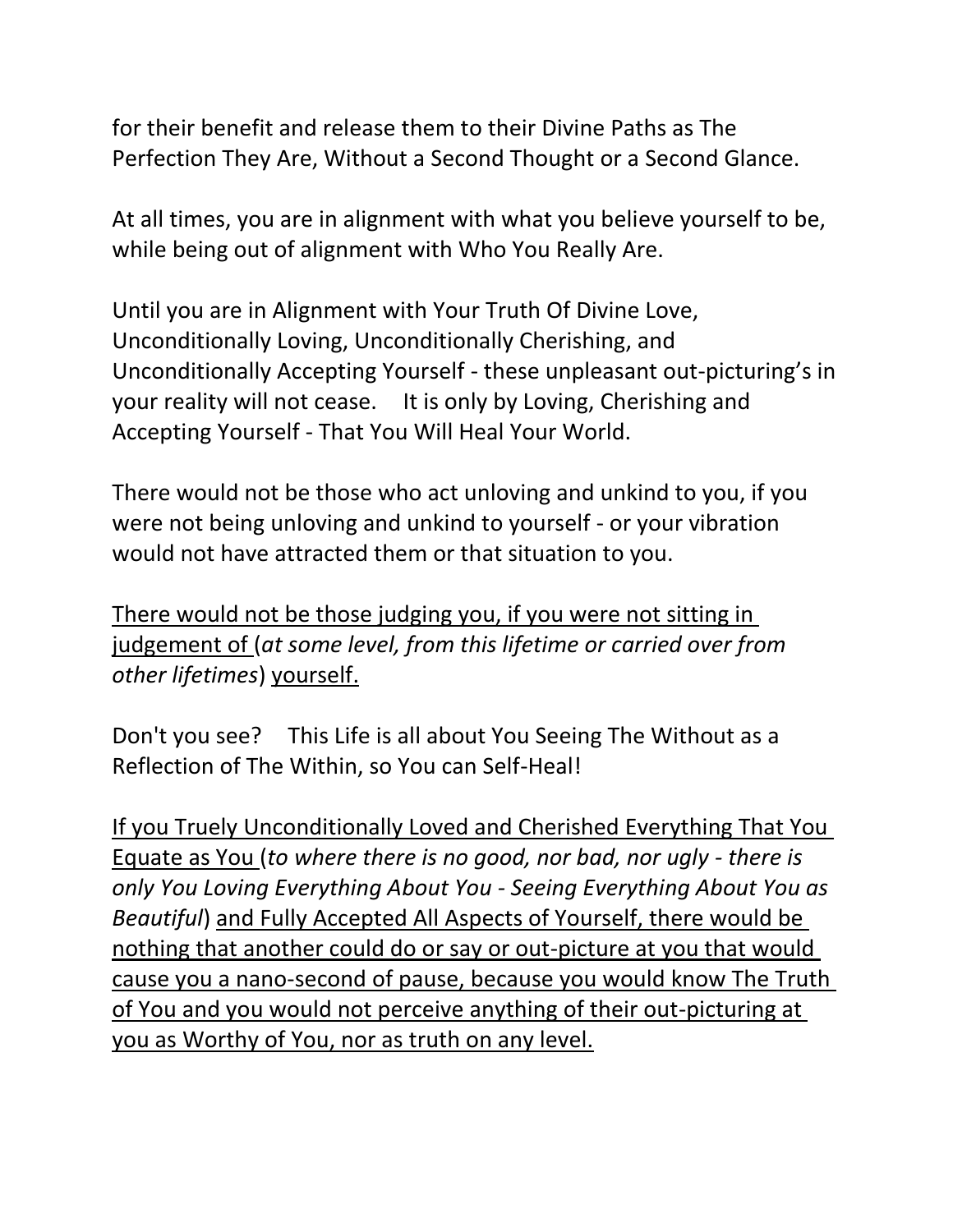for their benefit and release them to their Divine Paths as The Perfection They Are, Without a Second Thought or a Second Glance.

At all times, you are in alignment with what you believe yourself to be, while being out of alignment with Who You Really Are.

Until you are in Alignment with Your Truth Of Divine Love, Unconditionally Loving, Unconditionally Cherishing, and Unconditionally Accepting Yourself - these unpleasant out-picturing's in your reality will not cease. It is only by Loving, Cherishing and Accepting Yourself - That You Will Heal Your World.

There would not be those who act unloving and unkind to you, if you were not being unloving and unkind to yourself - or your vibration would not have attracted them or that situation to you.

<u>There would not be those judging you, if you were not sitting in judgement of</u> (*at some level, from this lifetime or carried over from other lifetimes*) <u>yourself.</u>

Don't you see? This Life is all about You Seeing The Without as a Reflection of The Within, so You can Self-Heal!

<u>If you Truely Unconditionally Loved and Cherished Everything That You Equate as You</u> (*to where there is no good, nor bad, nor ugly - there is only You Loving Everything About You - Seeing Everything About You as Beautiful*) <u>and Fully Accepted All Aspects of Yourself, there would be nothing that another could do or say or out-picture at you that would cause you a nano-second of pause, because you would know The Truth of You and you would not perceive anything of their out-picturing at you as Worthy of You, nor as truth on any level.</u>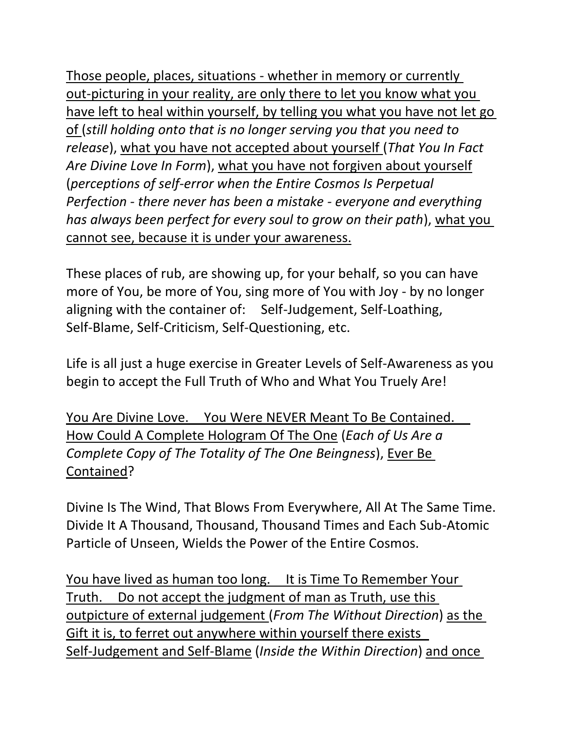<u>Those people, places, situations - whether in memory or currently out-picturing in your reality, are only there to let you know what you have left to heal within yourself, by telling you what you have not let go of</u> (*still holding onto that is no longer serving you that you need to release*), <u>what you have not accepted about yourself</u> (*That You In Fact Are Divine Love In Form*), <u>what you have not forgiven about yourself</u> (*perceptions of self-error when the Entire Cosmos Is Perpetual Perfection - there never has been a mistake - everyone and everything has always been perfect for every soul to grow on their path*), <u>what you cannot see, because it is under your awareness.</u>

These places of rub, are showing up, for your behalf, so you can have more of You, be more of You, sing more of You with Joy - by no longer aligning with the container of: Self-Judgement, Self-Loathing, Self-Blame, Self-Criticism, Self-Questioning, etc.

Life is all just a huge exercise in Greater Levels of Self-Awareness as you begin to accept the Full Truth of Who and What You Truely Are!

<u>You Are Divine Love. You Were NEVER Meant To Be Contained. How Could A Complete Hologram Of The One</u> (*Each of Us Are a Complete Copy of The Totality of The One Beingness*), <u>Ever Be Contained</u>?

Divine Is The Wind, That Blows From Everywhere, All At The Same Time. Divide It A Thousand, Thousand, Thousand Times and Each Sub-Atomic Particle of Unseen, Wields the Power of the Entire Cosmos.

<u>You have lived as human too long. It is Time To Remember Your Truth. Do not accept the judgment of man as Truth, use this outpicture of external judgement</u> (*From The Without Direction*) <u>as the Gift it is, to ferret out anywhere within yourself there exists Self-Judgement and Self-Blame</u> (*Inside the Within Direction*) <u>and once</u>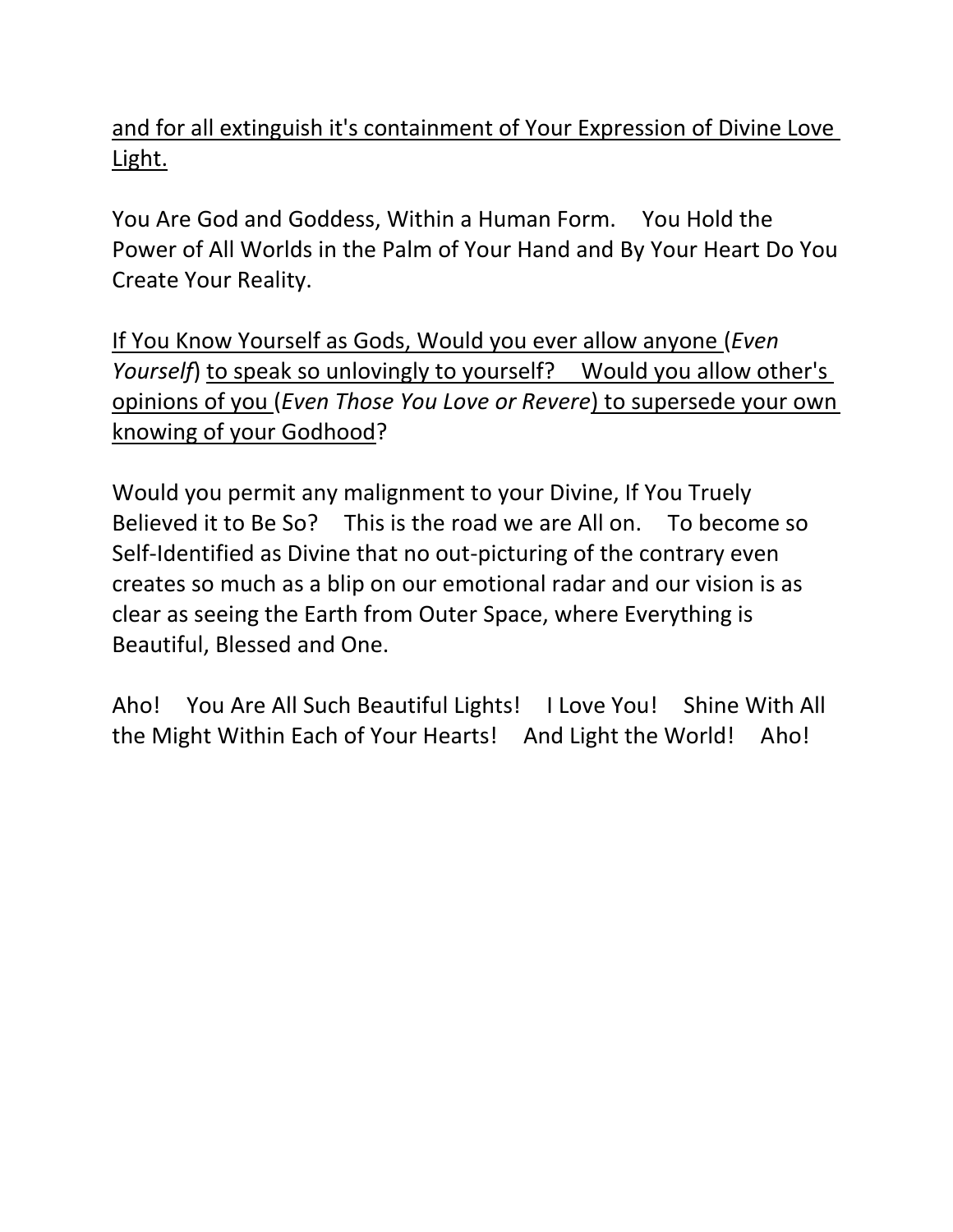<u>and for all extinguish it's containment of Your Expression of Divine Love Light.</u>

You Are God and Goddess, Within a Human Form. You Hold the Power of All Worlds in the Palm of Your Hand and By Your Heart Do You Create Your Reality.

<u>If You Know Yourself as Gods, Would you ever allow anyone</u> (*Even Yourself*) <u>to speak so unlovingly to yourself? Would you allow other's opinions of you</u> (*Even Those You Love or Revere*) <u>to supersede your own knowing of your Godhood</u>?

Would you permit any malignment to your Divine, If You Truely Believed it to Be So? This is the road we are All on. To become so Self-Identified as Divine that no out-picturing of the contrary even creates so much as a blip on our emotional radar and our vision is as clear as seeing the Earth from Outer Space, where Everything is Beautiful, Blessed and One.

Aho! You Are All Such Beautiful Lights! I Love You! Shine With All the Might Within Each of Your Hearts! And Light the World! Aho!